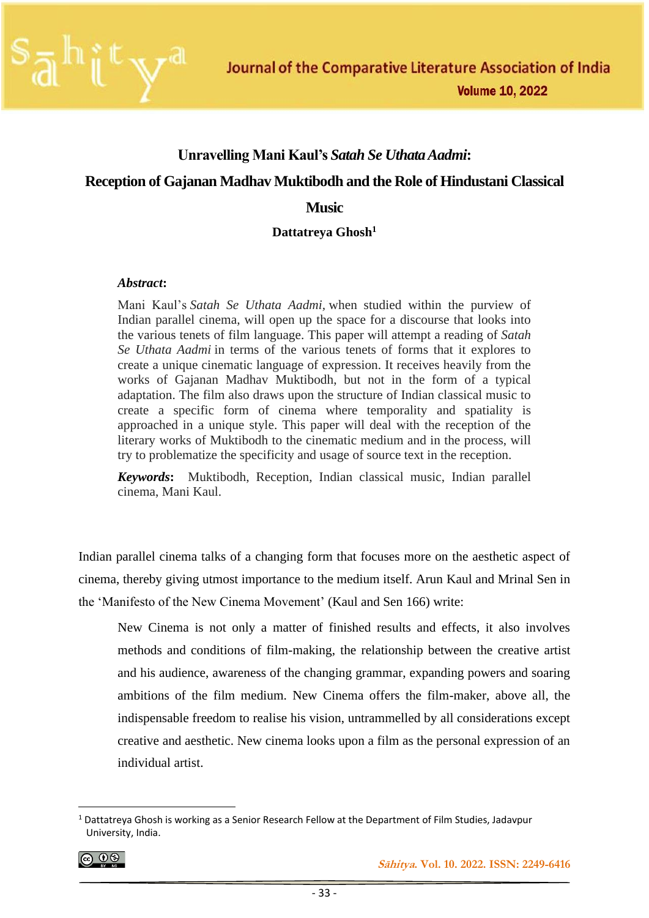# Unravelling Mani Kaul's *Satah Se Uthata Aadmi*: Reception of Gajanan Madhav Muktibodh and the Role of Hindustani Classical Music

**Dattatreya Ghosh**[1]

***Abstract*:**

Mani Kaul's *Satah Se Uthata Aadmi*, when studied within the purview of Indian parallel cinema, will open up the space for a discourse that looks into the various tenets of film language. This paper will attempt a reading of *Satah Se Uthata Aadmi* in terms of the various tenets of forms that it explores to create a unique cinematic language of expression. It receives heavily from the works of Gajanan Madhav Muktibodh, but not in the form of a typical adaptation. The film also draws upon the structure of Indian classical music to create a specific form of cinema where temporality and spatiality is approached in a unique style. This paper will deal with the reception of the literary works of Muktibodh to the cinematic medium and in the process, will try to problematize the specificity and usage of source text in the reception.

***Keywords*:** Muktibodh, Reception, Indian classical music, Indian parallel cinema, Mani Kaul.

Indian parallel cinema talks of a changing form that focuses more on the aesthetic aspect of cinema, thereby giving utmost importance to the medium itself. Arun Kaul and Mrinal Sen in the 'Manifesto of the New Cinema Movement' (Kaul and Sen 166) write:

> New Cinema is not only a matter of finished results and effects, it also involves methods and conditions of film-making, the relationship between the creative artist and his audience, awareness of the changing grammar, expanding powers and soaring ambitions of the film medium. New Cinema offers the film-maker, above all, the indispensable freedom to realise his vision, untrammelled by all considerations except creative and aesthetic. New cinema looks upon a film as the personal expression of an individual artist.

---

[1] Dattatreya Ghosh is working as a Senior Research Fellow at the Department of Film Studies, Jadavpur University, India.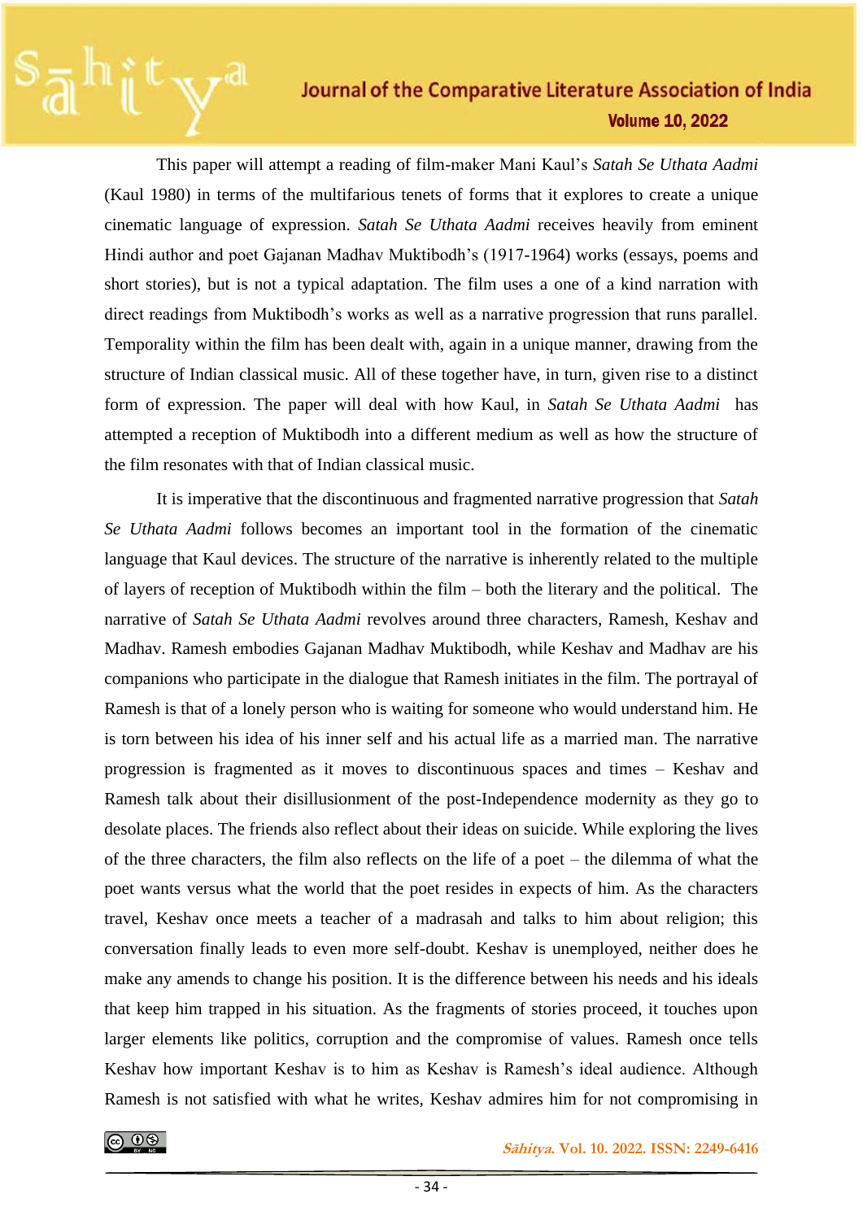This paper will attempt a reading of film-maker Mani Kaul's *Satah Se Uthata Aadmi* (Kaul 1980) in terms of the multifarious tenets of forms that it explores to create a unique cinematic language of expression. *Satah Se Uthata Aadmi* receives heavily from eminent Hindi author and poet Gajanan Madhav Muktibodh's (1917-1964) works (essays, poems and short stories), but is not a typical adaptation. The film uses a one of a kind narration with direct readings from Muktibodh's works as well as a narrative progression that runs parallel. Temporality within the film has been dealt with, again in a unique manner, drawing from the structure of Indian classical music. All of these together have, in turn, given rise to a distinct form of expression. The paper will deal with how Kaul, in *Satah Se Uthata Aadmi* has attempted a reception of Muktibodh into a different medium as well as how the structure of the film resonates with that of Indian classical music.

It is imperative that the discontinuous and fragmented narrative progression that *Satah Se Uthata Aadmi* follows becomes an important tool in the formation of the cinematic language that Kaul devices. The structure of the narrative is inherently related to the multiple of layers of reception of Muktibodh within the film – both the literary and the political. The narrative of *Satah Se Uthata Aadmi* revolves around three characters, Ramesh, Keshav and Madhav. Ramesh embodies Gajanan Madhav Muktibodh, while Keshav and Madhav are his companions who participate in the dialogue that Ramesh initiates in the film. The portrayal of Ramesh is that of a lonely person who is waiting for someone who would understand him. He is torn between his idea of his inner self and his actual life as a married man. The narrative progression is fragmented as it moves to discontinuous spaces and times – Keshav and Ramesh talk about their disillusionment of the post-Independence modernity as they go to desolate places. The friends also reflect about their ideas on suicide. While exploring the lives of the three characters, the film also reflects on the life of a poet – the dilemma of what the poet wants versus what the world that the poet resides in expects of him. As the characters travel, Keshav once meets a teacher of a madrasah and talks to him about religion; this conversation finally leads to even more self-doubt. Keshav is unemployed, neither does he make any amends to change his position. It is the difference between his needs and his ideals that keep him trapped in his situation. As the fragments of stories proceed, it touches upon larger elements like politics, corruption and the compromise of values. Ramesh once tells Keshav how important Keshav is to him as Keshav is Ramesh's ideal audience. Although Ramesh is not satisfied with what he writes, Keshav admires him for not compromising in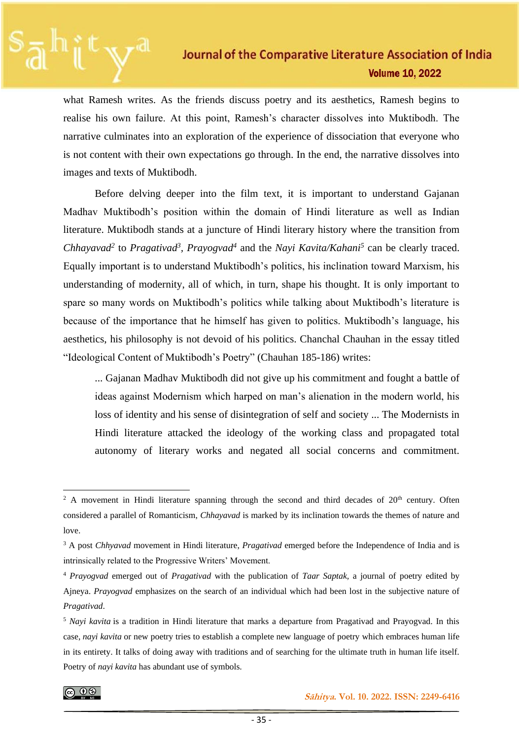what Ramesh writes. As the friends discuss poetry and its aesthetics, Ramesh begins to realise his own failure. At this point, Ramesh's character dissolves into Muktibodh. The narrative culminates into an exploration of the experience of dissociation that everyone who is not content with their own expectations go through. In the end, the narrative dissolves into images and texts of Muktibodh.

Before delving deeper into the film text, it is important to understand Gajanan Madhav Muktibodh's position within the domain of Hindi literature as well as Indian literature. Muktibodh stands at a juncture of Hindi literary history where the transition from *Chhayavad*[2] to *Pragativad*[3], *Prayogvad*[4] and the *Nayi Kavita/Kahani*[5] can be clearly traced. Equally important is to understand Muktibodh's politics, his inclination toward Marxism, his understanding of modernity, all of which, in turn, shape his thought. It is only important to spare so many words on Muktibodh's politics while talking about Muktibodh's literature is because of the importance that he himself has given to politics. Muktibodh's language, his aesthetics, his philosophy is not devoid of his politics. Chanchal Chauhan in the essay titled "Ideological Content of Muktibodh's Poetry" (Chauhan 185-186) writes:

> ... Gajanan Madhav Muktibodh did not give up his commitment and fought a battle of ideas against Modernism which harped on man's alienation in the modern world, his loss of identity and his sense of disintegration of self and society ... The Modernists in Hindi literature attacked the ideology of the working class and propagated total autonomy of literary works and negated all social concerns and commitment.

---

[2] A movement in Hindi literature spanning through the second and third decades of 20th century. Often considered a parallel of Romanticism, *Chhayavad* is marked by its inclination towards the themes of nature and love.

[3] A post *Chhyavad* movement in Hindi literature, *Pragativad* emerged before the Independence of India and is intrinsically related to the Progressive Writers' Movement.

[4] *Prayogvad* emerged out of *Pragativad* with the publication of *Taar Saptak*, a journal of poetry edited by Ajneya. *Prayogvad* emphasizes on the search of an individual which had been lost in the subjective nature of *Pragativad*.

[5] *Nayi kavita* is a tradition in Hindi literature that marks a departure from Pragativad and Prayogvad. In this case, *nayi kavita* or new poetry tries to establish a complete new language of poetry which embraces human life in its entirety. It talks of doing away with traditions and of searching for the ultimate truth in human life itself. Poetry of *nayi kavita* has abundant use of symbols.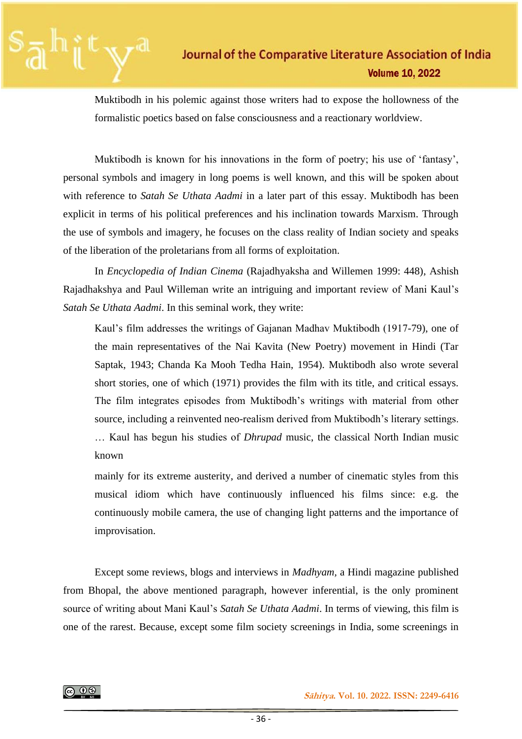Muktibodh in his polemic against those writers had to expose the hollowness of the formalistic poetics based on false consciousness and a reactionary worldview.

Muktibodh is known for his innovations in the form of poetry; his use of 'fantasy', personal symbols and imagery in long poems is well known, and this will be spoken about with reference to *Satah Se Uthata Aadmi* in a later part of this essay. Muktibodh has been explicit in terms of his political preferences and his inclination towards Marxism. Through the use of symbols and imagery, he focuses on the class reality of Indian society and speaks of the liberation of the proletarians from all forms of exploitation.

In *Encyclopedia of Indian Cinema* (Rajadhyaksha and Willemen 1999: 448), Ashish Rajadhakshya and Paul Willeman write an intriguing and important review of Mani Kaul's *Satah Se Uthata Aadmi*. In this seminal work, they write:

> Kaul's film addresses the writings of Gajanan Madhav Muktibodh (1917-79), one of the main representatives of the Nai Kavita (New Poetry) movement in Hindi (Tar Saptak, 1943; Chanda Ka Mooh Tedha Hain, 1954). Muktibodh also wrote several short stories, one of which (1971) provides the film with its title, and critical essays. The film integrates episodes from Muktibodh's writings with material from other source, including a reinvented neo-realism derived from Muktibodh's literary settings. … Kaul has begun his studies of *Dhrupad* music, the classical North Indian music known mainly for its extreme austerity, and derived a number of cinematic styles from this musical idiom which have continuously influenced his films since: e.g. the continuously mobile camera, the use of changing light patterns and the importance of improvisation.

Except some reviews, blogs and interviews in *Madhyam*, a Hindi magazine published from Bhopal, the above mentioned paragraph, however inferential, is the only prominent source of writing about Mani Kaul's *Satah Se Uthata Aadmi*. In terms of viewing, this film is one of the rarest. Because, except some film society screenings in India, some screenings in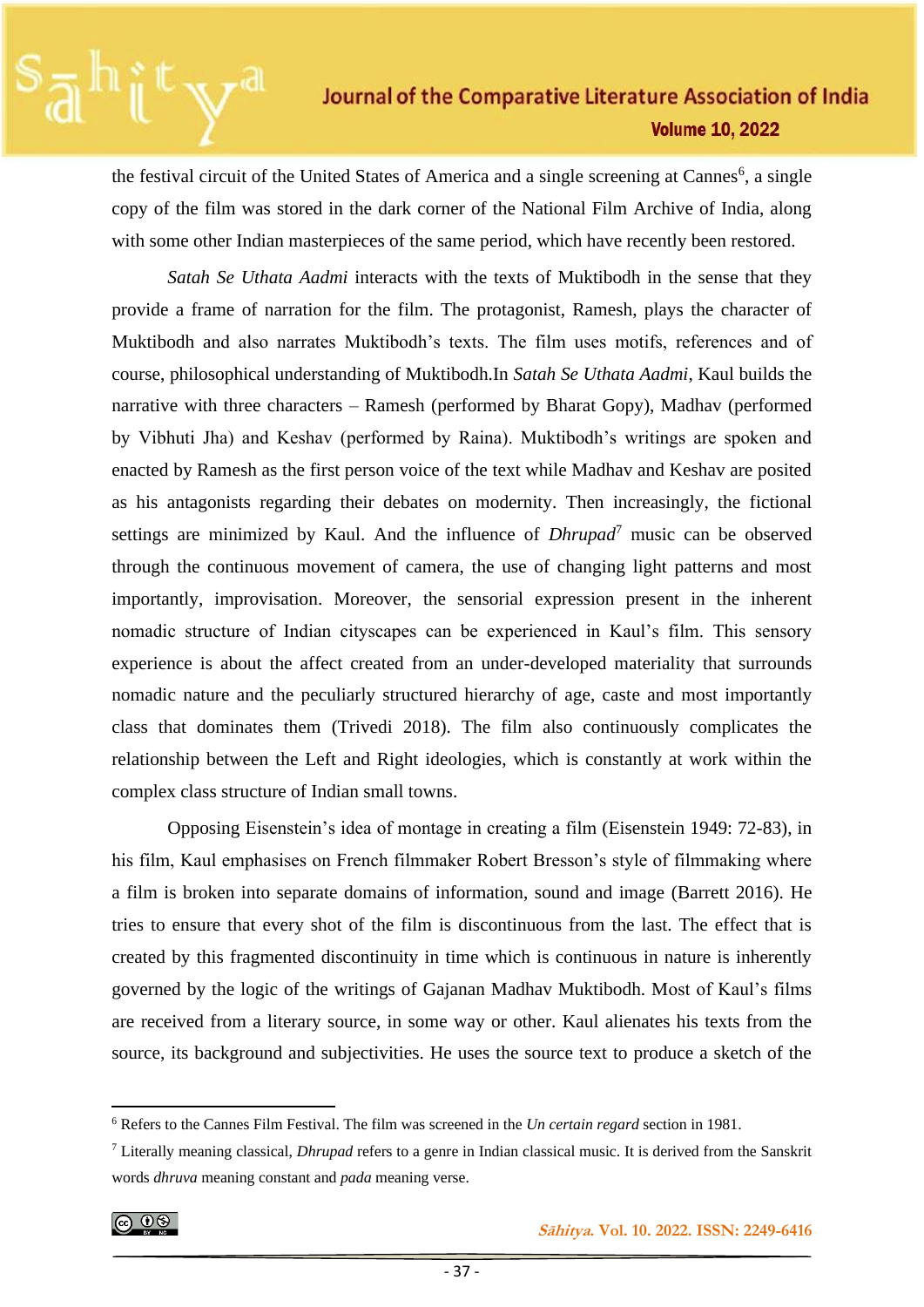the festival circuit of the United States of America and a single screening at Cannes[6], a single copy of the film was stored in the dark corner of the National Film Archive of India, along with some other Indian masterpieces of the same period, which have recently been restored.

*Satah Se Uthata Aadmi* interacts with the texts of Muktibodh in the sense that they provide a frame of narration for the film. The protagonist, Ramesh, plays the character of Muktibodh and also narrates Muktibodh's texts. The film uses motifs, references and of course, philosophical understanding of Muktibodh.In *Satah Se Uthata Aadmi*, Kaul builds the narrative with three characters – Ramesh (performed by Bharat Gopy), Madhav (performed by Vibhuti Jha) and Keshav (performed by Raina). Muktibodh's writings are spoken and enacted by Ramesh as the first person voice of the text while Madhav and Keshav are posited as his antagonists regarding their debates on modernity. Then increasingly, the fictional settings are minimized by Kaul. And the influence of *Dhrupad*[7] music can be observed through the continuous movement of camera, the use of changing light patterns and most importantly, improvisation. Moreover, the sensorial expression present in the inherent nomadic structure of Indian cityscapes can be experienced in Kaul's film. This sensory experience is about the affect created from an under-developed materiality that surrounds nomadic nature and the peculiarly structured hierarchy of age, caste and most importantly class that dominates them (Trivedi 2018). The film also continuously complicates the relationship between the Left and Right ideologies, which is constantly at work within the complex class structure of Indian small towns.

Opposing Eisenstein's idea of montage in creating a film (Eisenstein 1949: 72-83), in his film, Kaul emphasises on French filmmaker Robert Bresson's style of filmmaking where a film is broken into separate domains of information, sound and image (Barrett 2016). He tries to ensure that every shot of the film is discontinuous from the last. The effect that is created by this fragmented discontinuity in time which is continuous in nature is inherently governed by the logic of the writings of Gajanan Madhav Muktibodh. Most of Kaul's films are received from a literary source, in some way or other. Kaul alienates his texts from the source, its background and subjectivities. He uses the source text to produce a sketch of the

---

[6] Refers to the Cannes Film Festival. The film was screened in the *Un certain regard* section in 1981.

[7] Literally meaning classical, *Dhrupad* refers to a genre in Indian classical music. It is derived from the Sanskrit words *dhruva* meaning constant and *pada* meaning verse.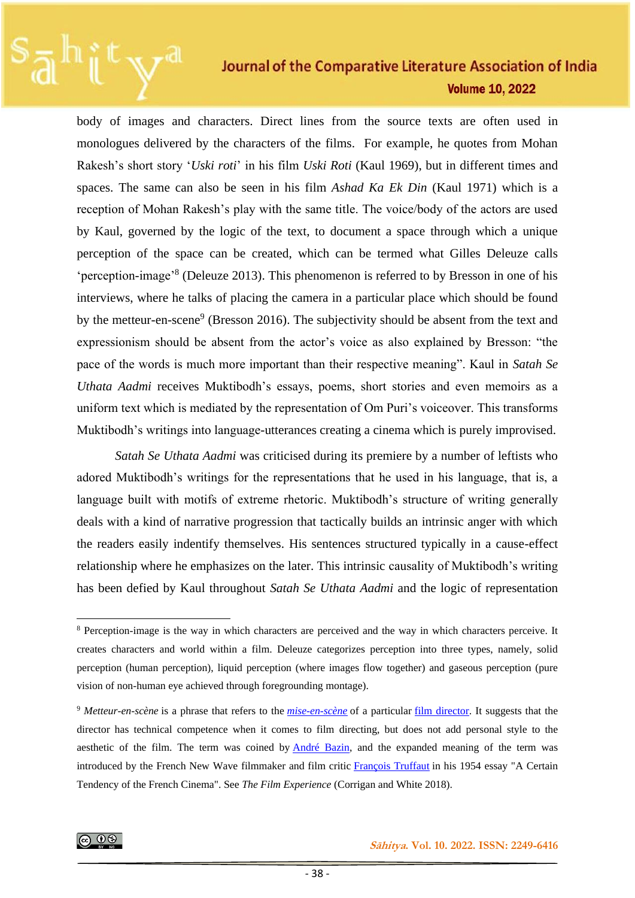body of images and characters. Direct lines from the source texts are often used in monologues delivered by the characters of the films. For example, he quotes from Mohan Rakesh's short story '*Uski roti*' in his film *Uski Roti* (Kaul 1969), but in different times and spaces. The same can also be seen in his film *Ashad Ka Ek Din* (Kaul 1971) which is a reception of Mohan Rakesh's play with the same title. The voice/body of the actors are used by Kaul, governed by the logic of the text, to document a space through which a unique perception of the space can be created, which can be termed what Gilles Deleuze calls 'perception-image'[8] (Deleuze 2013). This phenomenon is referred to by Bresson in one of his interviews, where he talks of placing the camera in a particular place which should be found by the metteur-en-scene[9] (Bresson 2016). The subjectivity should be absent from the text and expressionism should be absent from the actor's voice as also explained by Bresson: "the pace of the words is much more important than their respective meaning". Kaul in *Satah Se Uthata Aadmi* receives Muktibodh's essays, poems, short stories and even memoirs as a uniform text which is mediated by the representation of Om Puri's voiceover. This transforms Muktibodh's writings into language-utterances creating a cinema which is purely improvised.

*Satah Se Uthata Aadmi* was criticised during its premiere by a number of leftists who adored Muktibodh's writings for the representations that he used in his language, that is, a language built with motifs of extreme rhetoric. Muktibodh's structure of writing generally deals with a kind of narrative progression that tactically builds an intrinsic anger with which the readers easily indentify themselves. His sentences structured typically in a cause-effect relationship where he emphasizes on the later. This intrinsic causality of Muktibodh's writing has been defied by Kaul throughout *Satah Se Uthata Aadmi* and the logic of representation

---

[8] Perception-image is the way in which characters are perceived and the way in which characters perceive. It creates characters and world within a film. Deleuze categorizes perception into three types, namely, solid perception (human perception), liquid perception (where images flow together) and gaseous perception (pure vision of non-human eye achieved through foregrounding montage).

[9] *Metteur-en-scène* is a phrase that refers to the *mise-en-scène* of a particular film director. It suggests that the director has technical competence when it comes to film directing, but does not add personal style to the aesthetic of the film. The term was coined by André Bazin, and the expanded meaning of the term was introduced by the French New Wave filmmaker and film critic François Truffaut in his 1954 essay "A Certain Tendency of the French Cinema". See *The Film Experience* (Corrigan and White 2018).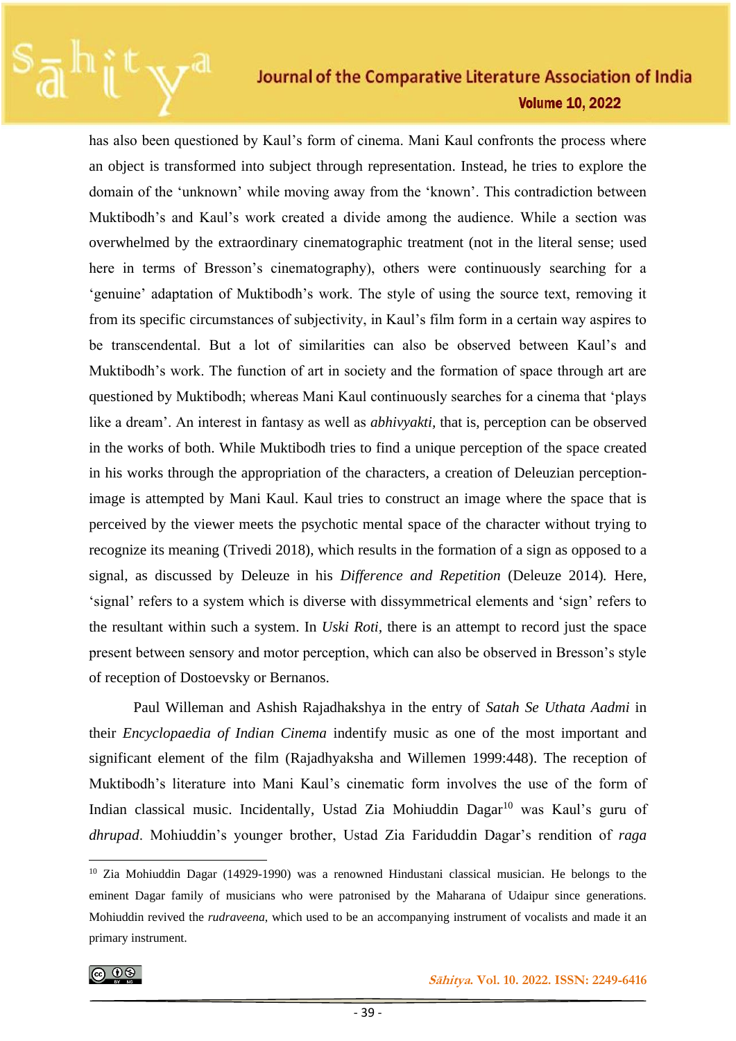has also been questioned by Kaul's form of cinema. Mani Kaul confronts the process where an object is transformed into subject through representation. Instead, he tries to explore the domain of the 'unknown' while moving away from the 'known'. This contradiction between Muktibodh's and Kaul's work created a divide among the audience. While a section was overwhelmed by the extraordinary cinematographic treatment (not in the literal sense; used here in terms of Bresson's cinematography), others were continuously searching for a 'genuine' adaptation of Muktibodh's work. The style of using the source text, removing it from its specific circumstances of subjectivity, in Kaul's film form in a certain way aspires to be transcendental. But a lot of similarities can also be observed between Kaul's and Muktibodh's work. The function of art in society and the formation of space through art are questioned by Muktibodh; whereas Mani Kaul continuously searches for a cinema that 'plays like a dream'. An interest in fantasy as well as *abhivyakti*, that is, perception can be observed in the works of both. While Muktibodh tries to find a unique perception of the space created in his works through the appropriation of the characters, a creation of Deleuzian perception-image is attempted by Mani Kaul. Kaul tries to construct an image where the space that is perceived by the viewer meets the psychotic mental space of the character without trying to recognize its meaning (Trivedi 2018), which results in the formation of a sign as opposed to a signal, as discussed by Deleuze in his *Difference and Repetition* (Deleuze 2014). Here, 'signal' refers to a system which is diverse with dissymmetrical elements and 'sign' refers to the resultant within such a system. In *Uski Roti*, there is an attempt to record just the space present between sensory and motor perception, which can also be observed in Bresson's style of reception of Dostoevsky or Bernanos.

Paul Willeman and Ashish Rajadhakshya in the entry of *Satah Se Uthata Aadmi* in their *Encyclopaedia of Indian Cinema* indentify music as one of the most important and significant element of the film (Rajadhyaksha and Willemen 1999:448). The reception of Muktibodh's literature into Mani Kaul's cinematic form involves the use of the form of Indian classical music. Incidentally, Ustad Zia Mohiuddin Dagar[10] was Kaul's guru of *dhrupad*. Mohiuddin's younger brother, Ustad Zia Fariduddin Dagar's rendition of *raga*

---

[10] Zia Mohiuddin Dagar (14929-1990) was a renowned Hindustani classical musician. He belongs to the eminent Dagar family of musicians who were patronised by the Maharana of Udaipur since generations. Mohiuddin revived the *rudraveena*, which used to be an accompanying instrument of vocalists and made it an primary instrument.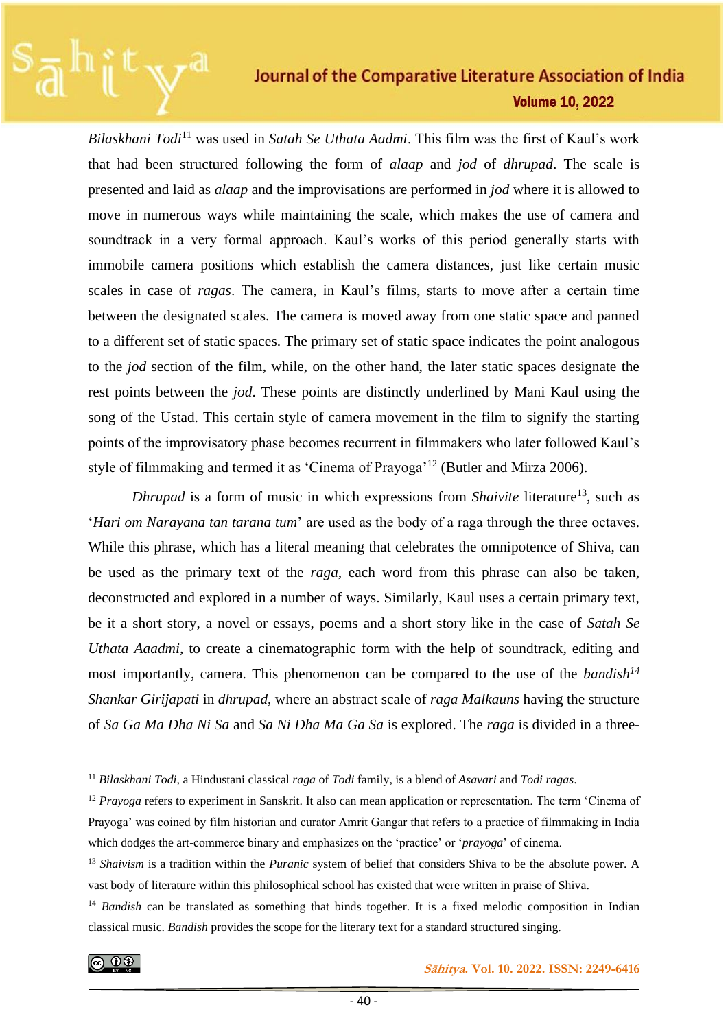*Bilaskhani Todi*[11] was used in *Satah Se Uthata Aadmi*. This film was the first of Kaul's work that had been structured following the form of *alaap* and *jod* of *dhrupad*. The scale is presented and laid as *alaap* and the improvisations are performed in *jod* where it is allowed to move in numerous ways while maintaining the scale, which makes the use of camera and soundtrack in a very formal approach. Kaul's works of this period generally starts with immobile camera positions which establish the camera distances, just like certain music scales in case of *ragas*. The camera, in Kaul's films, starts to move after a certain time between the designated scales. The camera is moved away from one static space and panned to a different set of static spaces. The primary set of static space indicates the point analogous to the *jod* section of the film, while, on the other hand, the later static spaces designate the rest points between the *jod*. These points are distinctly underlined by Mani Kaul using the song of the Ustad. This certain style of camera movement in the film to signify the starting points of the improvisatory phase becomes recurrent in filmmakers who later followed Kaul's style of filmmaking and termed it as 'Cinema of Prayoga'[12] (Butler and Mirza 2006).

*Dhrupad* is a form of music in which expressions from *Shaivite* literature[13], such as '*Hari om Narayana tan tarana tum*' are used as the body of a raga through the three octaves. While this phrase, which has a literal meaning that celebrates the omnipotence of Shiva, can be used as the primary text of the *raga*, each word from this phrase can also be taken, deconstructed and explored in a number of ways. Similarly, Kaul uses a certain primary text, be it a short story, a novel or essays, poems and a short story like in the case of *Satah Se Uthata Aaadmi,* to create a cinematographic form with the help of soundtrack, editing and most importantly, camera. This phenomenon can be compared to the use of the *bandish*[14] *Shankar Girijapati* in *dhrupad*, where an abstract scale of *raga Malkauns* having the structure of *Sa Ga Ma Dha Ni Sa* and *Sa Ni Dha Ma Ga Sa* is explored. The *raga* is divided in a three-

---

[11] *Bilaskhani Todi,* a Hindustani classical *raga* of *Todi* family, is a blend of *Asavari* and *Todi ragas*.

[12] *Prayoga* refers to experiment in Sanskrit. It also can mean application or representation. The term 'Cinema of Prayoga' was coined by film historian and curator Amrit Gangar that refers to a practice of filmmaking in India which dodges the art-commerce binary and emphasizes on the 'practice' or '*prayoga*' of cinema.

[13] *Shaivism* is a tradition within the *Puranic* system of belief that considers Shiva to be the absolute power. A vast body of literature within this philosophical school has existed that were written in praise of Shiva.

[14] *Bandish* can be translated as something that binds together. It is a fixed melodic composition in Indian classical music. *Bandish* provides the scope for the literary text for a standard structured singing.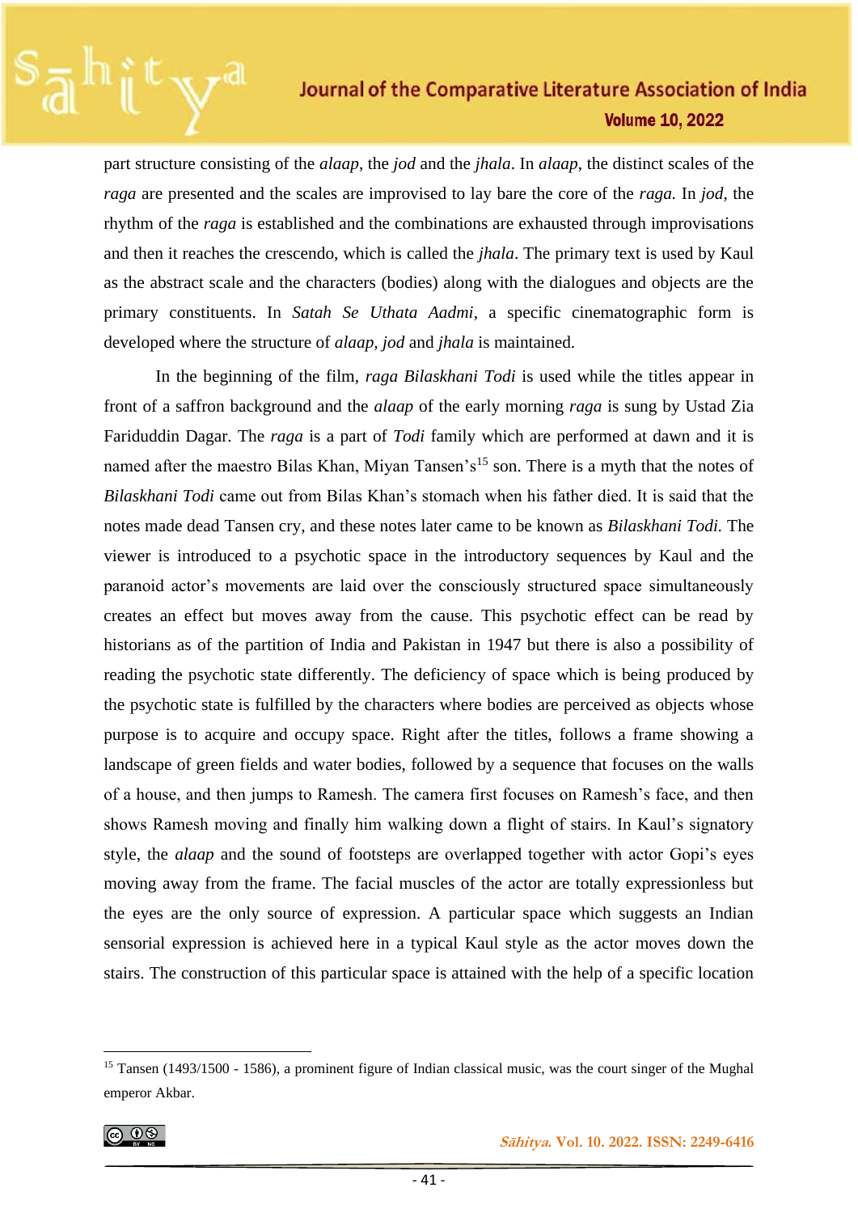part structure consisting of the *alaap*, the *jod* and the *jhala*. In *alaap*, the distinct scales of the *raga* are presented and the scales are improvised to lay bare the core of the *raga.* In *jod*, the rhythm of the *raga* is established and the combinations are exhausted through improvisations and then it reaches the crescendo, which is called the *jhala*. The primary text is used by Kaul as the abstract scale and the characters (bodies) along with the dialogues and objects are the primary constituents. In *Satah Se Uthata Aadmi*, a specific cinematographic form is developed where the structure of *alaap, jod* and *jhala* is maintained.

In the beginning of the film, *raga Bilaskhani Todi* is used while the titles appear in front of a saffron background and the *alaap* of the early morning *raga* is sung by Ustad Zia Fariduddin Dagar. The *raga* is a part of *Todi* family which are performed at dawn and it is named after the maestro Bilas Khan, Miyan Tansen's[15] son. There is a myth that the notes of *Bilaskhani Todi* came out from Bilas Khan's stomach when his father died. It is said that the notes made dead Tansen cry, and these notes later came to be known as *Bilaskhani Todi.* The viewer is introduced to a psychotic space in the introductory sequences by Kaul and the paranoid actor's movements are laid over the consciously structured space simultaneously creates an effect but moves away from the cause. This psychotic effect can be read by historians as of the partition of India and Pakistan in 1947 but there is also a possibility of reading the psychotic state differently. The deficiency of space which is being produced by the psychotic state is fulfilled by the characters where bodies are perceived as objects whose purpose is to acquire and occupy space. Right after the titles, follows a frame showing a landscape of green fields and water bodies, followed by a sequence that focuses on the walls of a house, and then jumps to Ramesh. The camera first focuses on Ramesh's face, and then shows Ramesh moving and finally him walking down a flight of stairs. In Kaul's signatory style, the *alaap* and the sound of footsteps are overlapped together with actor Gopi's eyes moving away from the frame. The facial muscles of the actor are totally expressionless but the eyes are the only source of expression. A particular space which suggests an Indian sensorial expression is achieved here in a typical Kaul style as the actor moves down the stairs. The construction of this particular space is attained with the help of a specific location

---

[15] Tansen (1493/1500 - 1586), a prominent figure of Indian classical music, was the court singer of the Mughal emperor Akbar.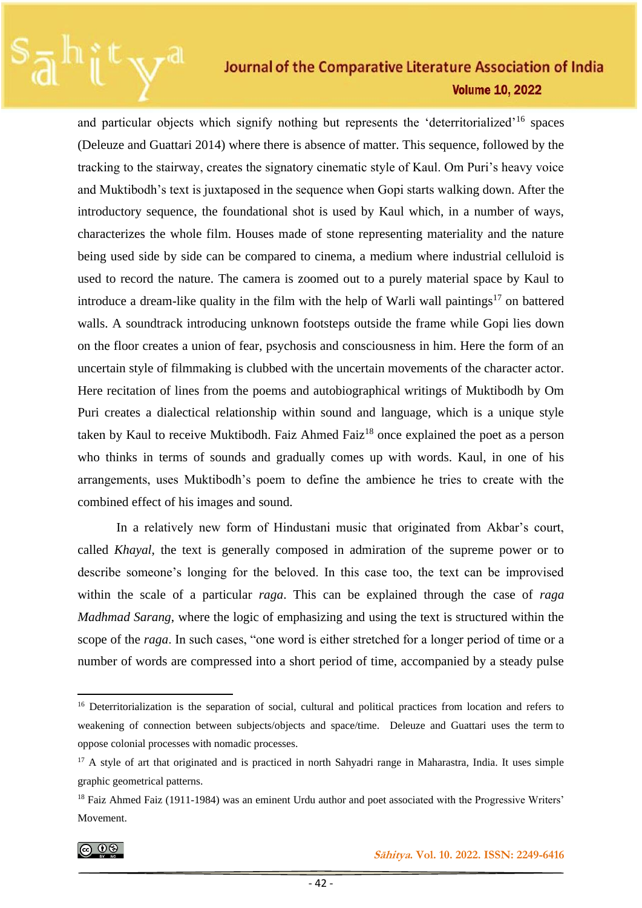and particular objects which signify nothing but represents the 'deterritorialized'[16] spaces (Deleuze and Guattari 2014) where there is absence of matter. This sequence, followed by the tracking to the stairway, creates the signatory cinematic style of Kaul. Om Puri's heavy voice and Muktibodh's text is juxtaposed in the sequence when Gopi starts walking down. After the introductory sequence, the foundational shot is used by Kaul which, in a number of ways, characterizes the whole film. Houses made of stone representing materiality and the nature being used side by side can be compared to cinema, a medium where industrial celluloid is used to record the nature. The camera is zoomed out to a purely material space by Kaul to introduce a dream-like quality in the film with the help of Warli wall paintings[17] on battered walls. A soundtrack introducing unknown footsteps outside the frame while Gopi lies down on the floor creates a union of fear, psychosis and consciousness in him. Here the form of an uncertain style of filmmaking is clubbed with the uncertain movements of the character actor. Here recitation of lines from the poems and autobiographical writings of Muktibodh by Om Puri creates a dialectical relationship within sound and language, which is a unique style taken by Kaul to receive Muktibodh. Faiz Ahmed Faiz[18] once explained the poet as a person who thinks in terms of sounds and gradually comes up with words. Kaul, in one of his arrangements, uses Muktibodh's poem to define the ambience he tries to create with the combined effect of his images and sound.

In a relatively new form of Hindustani music that originated from Akbar's court, called *Khayal*, the text is generally composed in admiration of the supreme power or to describe someone's longing for the beloved. In this case too, the text can be improvised within the scale of a particular *raga*. This can be explained through the case of *raga Madhmad Sarang*, where the logic of emphasizing and using the text is structured within the scope of the *raga*. In such cases, "one word is either stretched for a longer period of time or a number of words are compressed into a short period of time, accompanied by a steady pulse

---

[16] Deterritorialization is the separation of social, cultural and political practices from location and refers to weakening of connection between subjects/objects and space/time. Deleuze and Guattari uses the term to oppose colonial processes with nomadic processes.

[17] A style of art that originated and is practiced in north Sahyadri range in Maharastra, India. It uses simple graphic geometrical patterns.

[18] Faiz Ahmed Faiz (1911-1984) was an eminent Urdu author and poet associated with the Progressive Writers' Movement.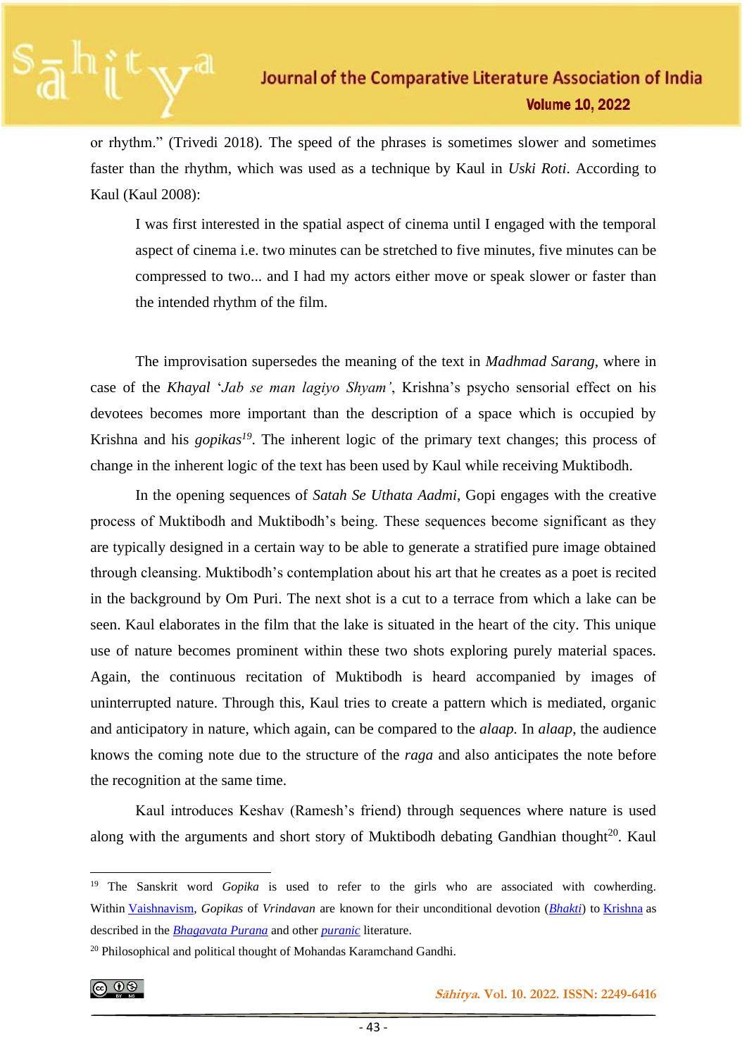or rhythm." (Trivedi 2018). The speed of the phrases is sometimes slower and sometimes faster than the rhythm, which was used as a technique by Kaul in *Uski Roti*. According to Kaul (Kaul 2008):

> I was first interested in the spatial aspect of cinema until I engaged with the temporal aspect of cinema i.e. two minutes can be stretched to five minutes, five minutes can be compressed to two... and I had my actors either move or speak slower or faster than the intended rhythm of the film.

The improvisation supersedes the meaning of the text in *Madhmad Sarang*, where in case of the *Khayal* '*Jab se man lagiyo Shyam'*, Krishna's psycho sensorial effect on his devotees becomes more important than the description of a space which is occupied by Krishna and his *gopikas*[19]. The inherent logic of the primary text changes; this process of change in the inherent logic of the text has been used by Kaul while receiving Muktibodh.

In the opening sequences of *Satah Se Uthata Aadmi*, Gopi engages with the creative process of Muktibodh and Muktibodh's being. These sequences become significant as they are typically designed in a certain way to be able to generate a stratified pure image obtained through cleansing. Muktibodh's contemplation about his art that he creates as a poet is recited in the background by Om Puri. The next shot is a cut to a terrace from which a lake can be seen. Kaul elaborates in the film that the lake is situated in the heart of the city. This unique use of nature becomes prominent within these two shots exploring purely material spaces. Again, the continuous recitation of Muktibodh is heard accompanied by images of uninterrupted nature. Through this, Kaul tries to create a pattern which is mediated, organic and anticipatory in nature, which again, can be compared to the *alaap.* In *alaap*, the audience knows the coming note due to the structure of the *raga* and also anticipates the note before the recognition at the same time.

Kaul introduces Keshav (Ramesh's friend) through sequences where nature is used along with the arguments and short story of Muktibodh debating Gandhian thought[20]. Kaul

---

[19] The Sanskrit word *Gopika* is used to refer to the girls who are associated with cowherding. Within Vaishnavism, *Gopikas* of *Vrindavan* are known for their unconditional devotion (*Bhakti*) to Krishna as described in the *Bhagavata Purana* and other *puranic* literature.

[20] Philosophical and political thought of Mohandas Karamchand Gandhi.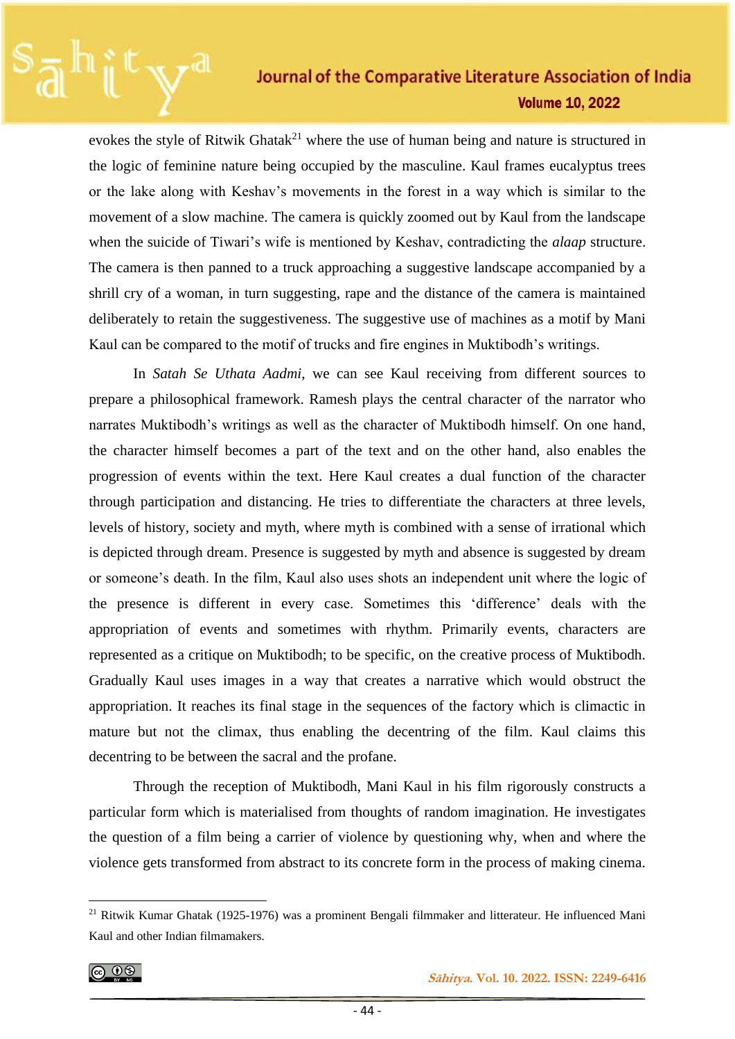evokes the style of Ritwik Ghatak[21] where the use of human being and nature is structured in the logic of feminine nature being occupied by the masculine. Kaul frames eucalyptus trees or the lake along with Keshav's movements in the forest in a way which is similar to the movement of a slow machine. The camera is quickly zoomed out by Kaul from the landscape when the suicide of Tiwari's wife is mentioned by Keshav, contradicting the *alaap* structure. The camera is then panned to a truck approaching a suggestive landscape accompanied by a shrill cry of a woman, in turn suggesting, rape and the distance of the camera is maintained deliberately to retain the suggestiveness. The suggestive use of machines as a motif by Mani Kaul can be compared to the motif of trucks and fire engines in Muktibodh's writings.

In *Satah Se Uthata Aadmi*, we can see Kaul receiving from different sources to prepare a philosophical framework. Ramesh plays the central character of the narrator who narrates Muktibodh's writings as well as the character of Muktibodh himself. On one hand, the character himself becomes a part of the text and on the other hand, also enables the progression of events within the text. Here Kaul creates a dual function of the character through participation and distancing. He tries to differentiate the characters at three levels, levels of history, society and myth, where myth is combined with a sense of irrational which is depicted through dream. Presence is suggested by myth and absence is suggested by dream or someone's death. In the film, Kaul also uses shots an independent unit where the logic of the presence is different in every case. Sometimes this 'difference' deals with the appropriation of events and sometimes with rhythm. Primarily events, characters are represented as a critique on Muktibodh; to be specific, on the creative process of Muktibodh. Gradually Kaul uses images in a way that creates a narrative which would obstruct the appropriation. It reaches its final stage in the sequences of the factory which is climactic in mature but not the climax, thus enabling the decentring of the film. Kaul claims this decentring to be between the sacral and the profane.

Through the reception of Muktibodh, Mani Kaul in his film rigorously constructs a particular form which is materialised from thoughts of random imagination. He investigates the question of a film being a carrier of violence by questioning why, when and where the violence gets transformed from abstract to its concrete form in the process of making cinema.

---

[21] Ritwik Kumar Ghatak (1925-1976) was a prominent Bengali filmmaker and litterateur. He influenced Mani Kaul and other Indian filmamakers.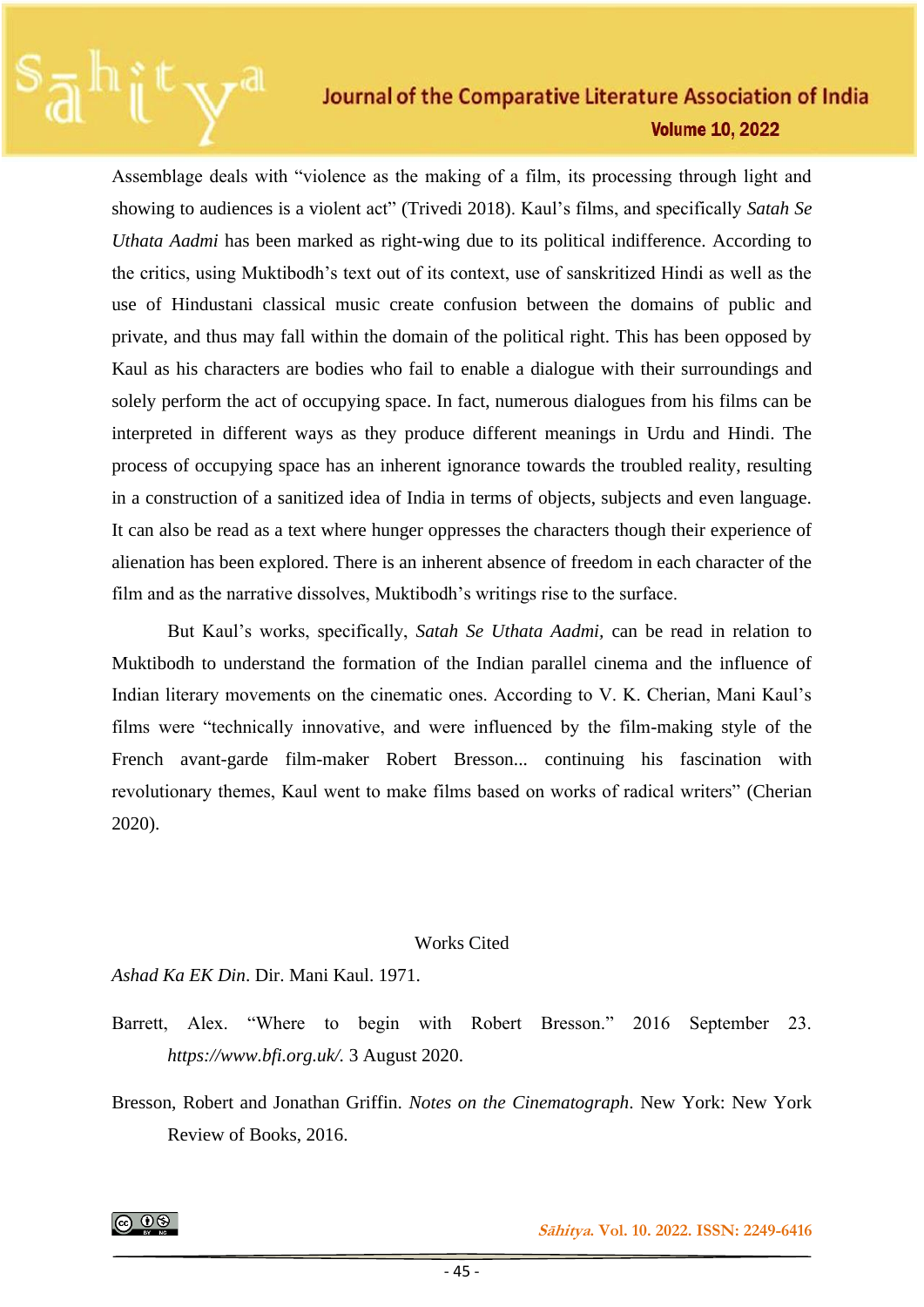Assemblage deals with "violence as the making of a film, its processing through light and showing to audiences is a violent act" (Trivedi 2018). Kaul's films, and specifically *Satah Se Uthata Aadmi* has been marked as right-wing due to its political indifference. According to the critics, using Muktibodh's text out of its context, use of sanskritized Hindi as well as the use of Hindustani classical music create confusion between the domains of public and private, and thus may fall within the domain of the political right. This has been opposed by Kaul as his characters are bodies who fail to enable a dialogue with their surroundings and solely perform the act of occupying space. In fact, numerous dialogues from his films can be interpreted in different ways as they produce different meanings in Urdu and Hindi. The process of occupying space has an inherent ignorance towards the troubled reality, resulting in a construction of a sanitized idea of India in terms of objects, subjects and even language. It can also be read as a text where hunger oppresses the characters though their experience of alienation has been explored. There is an inherent absence of freedom in each character of the film and as the narrative dissolves, Muktibodh's writings rise to the surface.

But Kaul's works, specifically, *Satah Se Uthata Aadmi,* can be read in relation to Muktibodh to understand the formation of the Indian parallel cinema and the influence of Indian literary movements on the cinematic ones. According to V. K. Cherian, Mani Kaul's films were "technically innovative, and were influenced by the film-making style of the French avant-garde film-maker Robert Bresson... continuing his fascination with revolutionary themes, Kaul went to make films based on works of radical writers" (Cherian 2020).

## Works Cited

*Ashad Ka EK Din*. Dir. Mani Kaul. 1971.

Barrett, Alex. "Where to begin with Robert Bresson." 2016 September 23. *https://www.bfi.org.uk/.* 3 August 2020.

Bresson, Robert and Jonathan Griffin. *Notes on the Cinematograph*. New York: New York Review of Books, 2016.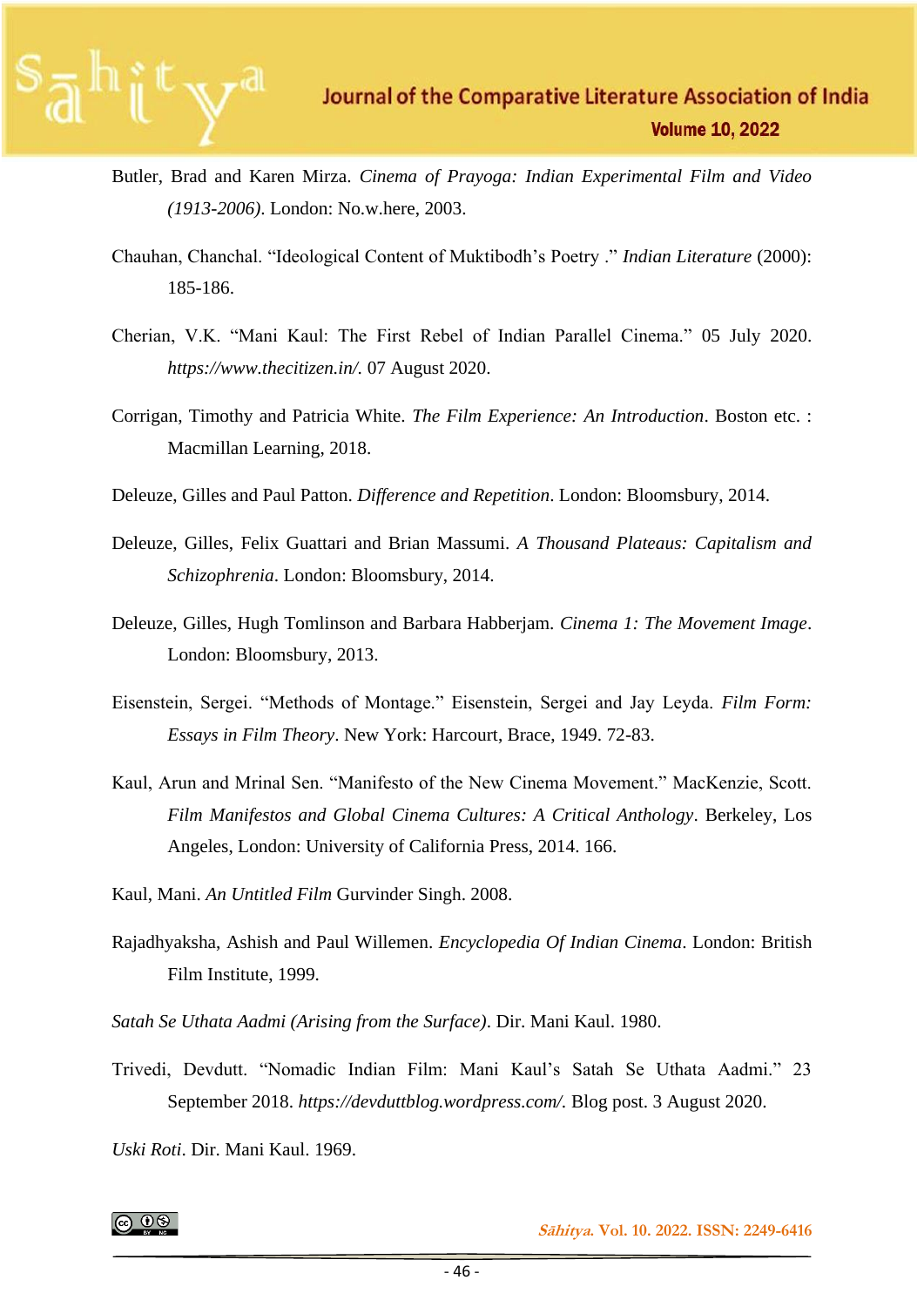Butler, Brad and Karen Mirza. *Cinema of Prayoga: Indian Experimental Film and Video (1913-2006)*. London: No.w.here, 2003.

Chauhan, Chanchal. "Ideological Content of Muktibodh's Poetry ." *Indian Literature* (2000): 185-186.

Cherian, V.K. "Mani Kaul: The First Rebel of Indian Parallel Cinema." 05 July 2020. *https://www.thecitizen.in/*. 07 August 2020.

Corrigan, Timothy and Patricia White. *The Film Experience: An Introduction*. Boston etc. : Macmillan Learning, 2018.

Deleuze, Gilles and Paul Patton. *Difference and Repetition*. London: Bloomsbury, 2014.

Deleuze, Gilles, Felix Guattari and Brian Massumi. *A Thousand Plateaus: Capitalism and Schizophrenia*. London: Bloomsbury, 2014.

Deleuze, Gilles, Hugh Tomlinson and Barbara Habberjam. *Cinema 1: The Movement Image*. London: Bloomsbury, 2013.

Eisenstein, Sergei. "Methods of Montage." Eisenstein, Sergei and Jay Leyda. *Film Form: Essays in Film Theory*. New York: Harcourt, Brace, 1949. 72-83.

Kaul, Arun and Mrinal Sen. "Manifesto of the New Cinema Movement." MacKenzie, Scott. *Film Manifestos and Global Cinema Cultures: A Critical Anthology*. Berkeley, Los Angeles, London: University of California Press, 2014. 166.

Kaul, Mani. *An Untitled Film* Gurvinder Singh. 2008.

Rajadhyaksha, Ashish and Paul Willemen. *Encyclopedia Of Indian Cinema*. London: British Film Institute, 1999.

*Satah Se Uthata Aadmi (Arising from the Surface)*. Dir. Mani Kaul. 1980.

Trivedi, Devdutt. "Nomadic Indian Film: Mani Kaul's Satah Se Uthata Aadmi." 23 September 2018. *https://devduttblog.wordpress.com/*. Blog post. 3 August 2020.

*Uski Roti*. Dir. Mani Kaul. 1969.